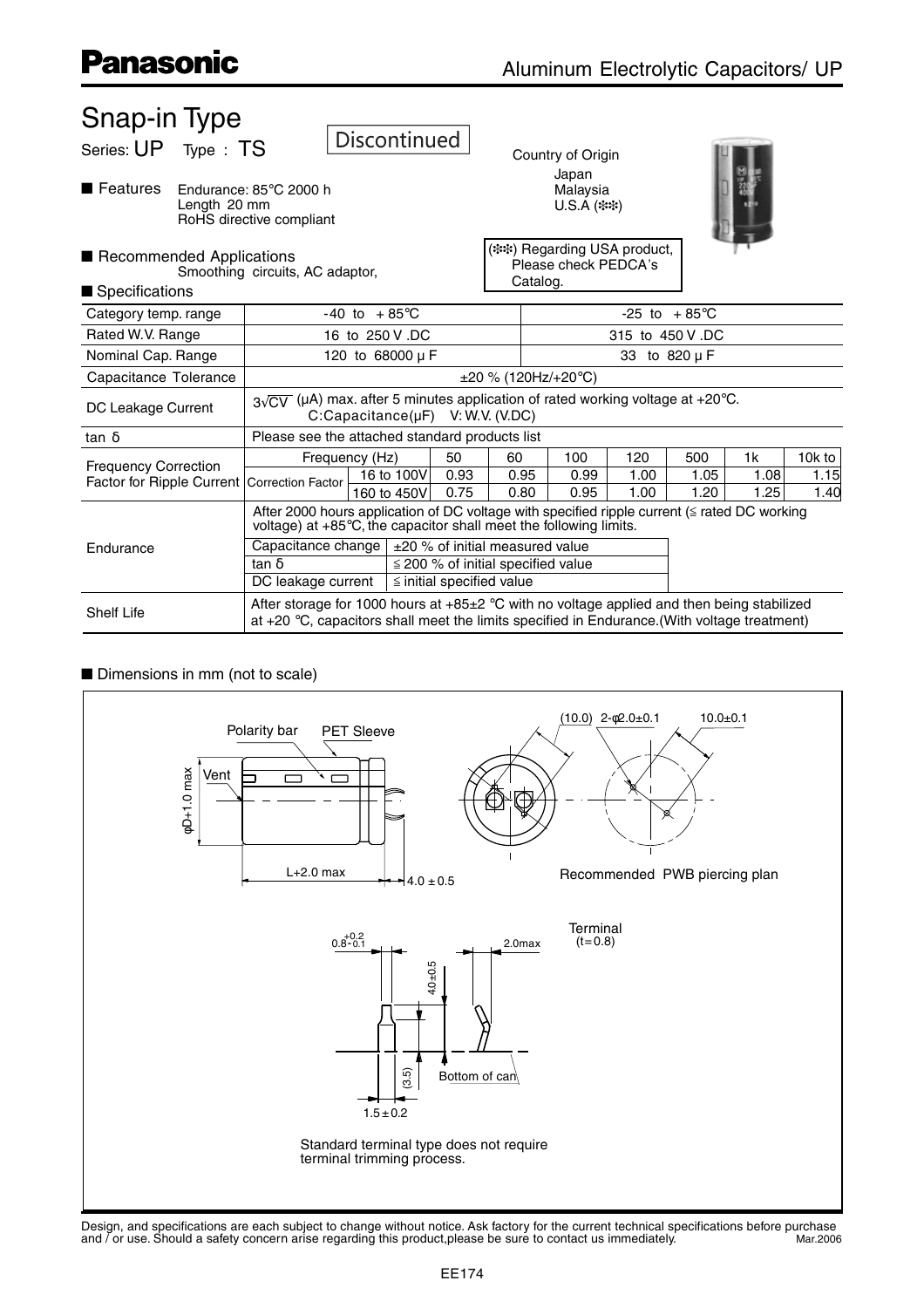# Snap-in Type

Series: UP  Type : TS

Discontinued

Country of Origin
Japan
Malaysia
U.S.A (※※)

(※※) Regarding USA product, Please check PEDCA's Catalog.

■ Features
Endurance: 85°C 2000 h
Length 20 mm
RoHS directive compliant

■ Recommended Applications
Smoothing circuits, AC adaptor,

■ Specifications

| Category temp. range | -40 to +85°C | | | | | -25 to +85°C | | | | |
|---|---|---|---|---|---|---|---|---|---|---|
| Rated W.V. Range | 16 to 250 V .DC | | | | | 315 to 450 V .DC | | | | |
| Nominal Cap. Range | 120 to 68000 μ F | | | | | 33 to 820 μ F | | | | |
| Capacitance Tolerance | ±20 % (120Hz/+20°C) | | | | | | | | | |
| DC Leakage Current | $3\sqrt{CV}$ (μA) max. after 5 minutes application of rated working voltage at +20°C. C:Capacitance(μF) V: W.V. (V.DC) | | | | | | | | | |
| tan δ | Please see the attached standard products list | | | | | | | | | |
| Frequency Correction Factor for Ripple Current | Frequency (Hz) | | 50 | 60 | 100 | 120 | 500 | 1k | 10k to | |
| | Correction Factor | 16 to 100V | 0.93 | 0.95 | 0.99 | 1.00 | 1.05 | 1.08 | 1.15 | |
| | | 160 to 450V | 0.75 | 0.80 | 0.95 | 1.00 | 1.20 | 1.25 | 1.40 | |
| Endurance | After 2000 hours application of DC voltage with specified ripple current (≦ rated DC working voltage) at +85°C, the capacitor shall meet the following limits. | | | | | | | | | |
| | Capacitance change | ±20 % of initial measured value | | | | | | | | |
| | tan δ | ≦ 200 % of initial specified value | | | | | | | | |
| | DC leakage current | ≦ initial specified value | | | | | | | | |
| Shelf Life | After storage for 1000 hours at +85±2 °C with no voltage applied and then being stabilized at +20 °C, capacitors shall meet the limits specified in Endurance.(With voltage treatment) | | | | | | | | | |

■ Dimensions in mm (not to scale)

Polarity bar, PET Sleeve, Vent, φD+1.0 max, L+2.0 max, 4.0 ± 0.5

(10.0) 2-φ2.0±0.1, 10.0±0.1

Recommended PWB piercing plan

Terminal (t=0.8)

$0.8^{+0.2}_{-0.1}$, 2.0max, 4.0±0.5, (3.5), Bottom of can, 1.5±0.2

Standard terminal type does not require terminal trimming process.

Design, and specifications are each subject to change without notice. Ask factory for the current technical specifications before purchase and / or use. Should a safety concern arise regarding this product,please be sure to contact us immediately. Mar.2006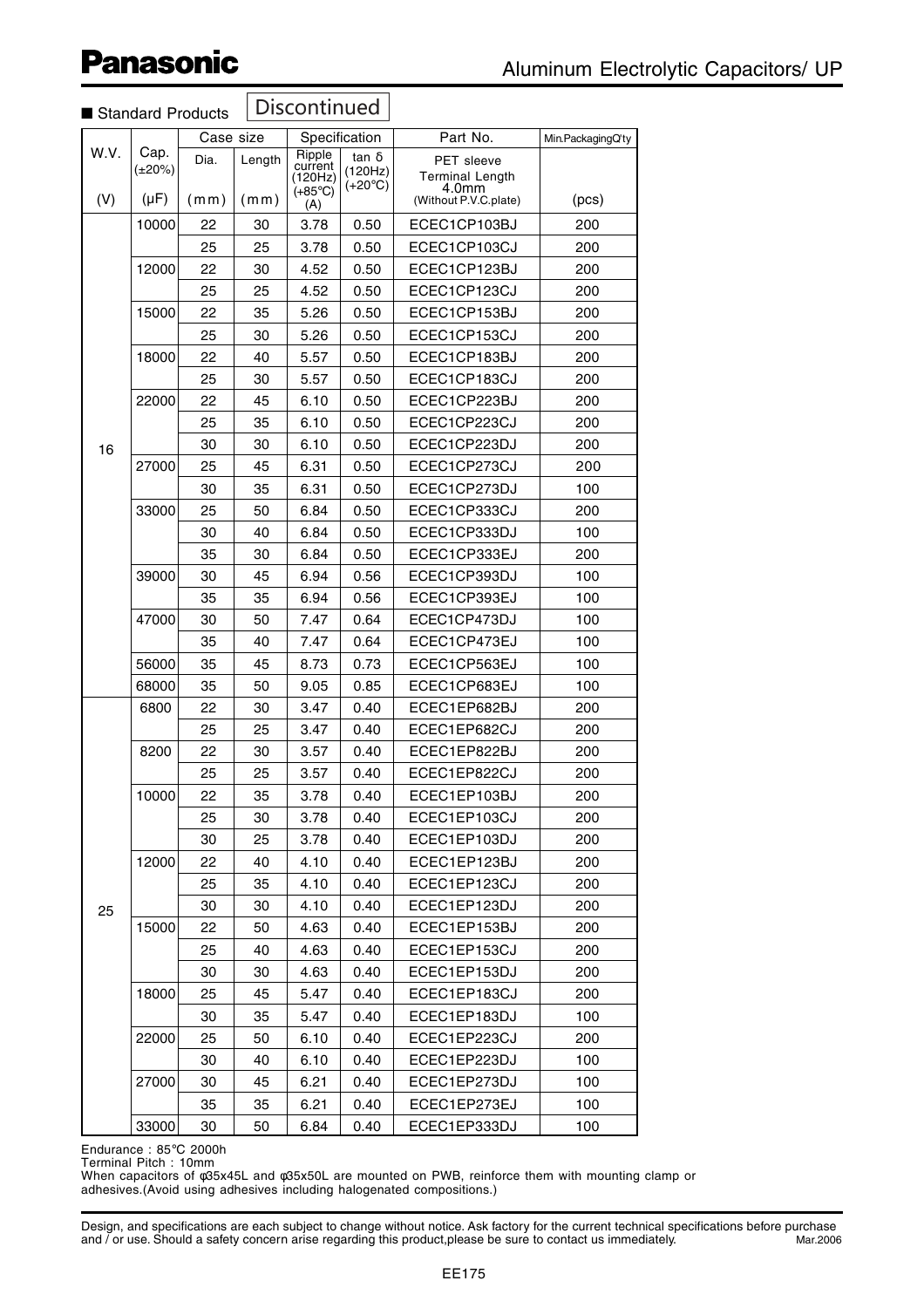# Aluminum Electrolytic Capacitors/ UP

■ Standard Products **Discontinued**

| W.V. (V) | Cap. (±20%) (μF) | Case size Dia. (mm) | Case size Length (mm) | Specification Ripple current (120Hz) (+85°C) (A) | Specification tan δ (120Hz) (+20°C) | Part No. PET sleeve Terminal Length 4.0mm (Without P.V.C.plate) | Min.PackagingQ'ty (pcs) |
|---|---|---|---|---|---|---|---|
| 16 | 10000 | 22 | 30 | 3.78 | 0.50 | ECEC1CP103BJ | 200 |
| | | 25 | 25 | 3.78 | 0.50 | ECEC1CP103CJ | 200 |
| | 12000 | 22 | 30 | 4.52 | 0.50 | ECEC1CP123BJ | 200 |
| | | 25 | 25 | 4.52 | 0.50 | ECEC1CP123CJ | 200 |
| | 15000 | 22 | 35 | 5.26 | 0.50 | ECEC1CP153BJ | 200 |
| | | 25 | 30 | 5.26 | 0.50 | ECEC1CP153CJ | 200 |
| | 18000 | 22 | 40 | 5.57 | 0.50 | ECEC1CP183BJ | 200 |
| | | 25 | 30 | 5.57 | 0.50 | ECEC1CP183CJ | 200 |
| | 22000 | 22 | 45 | 6.10 | 0.50 | ECEC1CP223BJ | 200 |
| | | 25 | 35 | 6.10 | 0.50 | ECEC1CP223CJ | 200 |
| | | 30 | 30 | 6.10 | 0.50 | ECEC1CP223DJ | 200 |
| | 27000 | 25 | 45 | 6.31 | 0.50 | ECEC1CP273CJ | 200 |
| | | 30 | 35 | 6.31 | 0.50 | ECEC1CP273DJ | 100 |
| | 33000 | 25 | 50 | 6.84 | 0.50 | ECEC1CP333CJ | 200 |
| | | 30 | 40 | 6.84 | 0.50 | ECEC1CP333DJ | 100 |
| | | 35 | 30 | 6.84 | 0.50 | ECEC1CP333EJ | 200 |
| | 39000 | 30 | 45 | 6.94 | 0.56 | ECEC1CP393DJ | 100 |
| | | 35 | 35 | 6.94 | 0.56 | ECEC1CP393EJ | 100 |
| | 47000 | 30 | 50 | 7.47 | 0.64 | ECEC1CP473DJ | 100 |
| | | 35 | 40 | 7.47 | 0.64 | ECEC1CP473EJ | 100 |
| | 56000 | 35 | 45 | 8.73 | 0.73 | ECEC1CP563EJ | 100 |
| | 68000 | 35 | 50 | 9.05 | 0.85 | ECEC1CP683EJ | 100 |
| 25 | 6800 | 22 | 30 | 3.47 | 0.40 | ECEC1EP682BJ | 200 |
| | | 25 | 25 | 3.47 | 0.40 | ECEC1EP682CJ | 200 |
| | 8200 | 22 | 30 | 3.57 | 0.40 | ECEC1EP822BJ | 200 |
| | | 25 | 25 | 3.57 | 0.40 | ECEC1EP822CJ | 200 |
| | 10000 | 22 | 35 | 3.78 | 0.40 | ECEC1EP103BJ | 200 |
| | | 25 | 30 | 3.78 | 0.40 | ECEC1EP103CJ | 200 |
| | | 30 | 25 | 3.78 | 0.40 | ECEC1EP103DJ | 200 |
| | 12000 | 22 | 40 | 4.10 | 0.40 | ECEC1EP123BJ | 200 |
| | | 25 | 35 | 4.10 | 0.40 | ECEC1EP123CJ | 200 |
| | | 30 | 30 | 4.10 | 0.40 | ECEC1EP123DJ | 200 |
| | 15000 | 22 | 50 | 4.63 | 0.40 | ECEC1EP153BJ | 200 |
| | | 25 | 40 | 4.63 | 0.40 | ECEC1EP153CJ | 200 |
| | | 30 | 30 | 4.63 | 0.40 | ECEC1EP153DJ | 200 |
| | 18000 | 25 | 45 | 5.47 | 0.40 | ECEC1EP183CJ | 200 |
| | | 30 | 35 | 5.47 | 0.40 | ECEC1EP183DJ | 100 |
| | 22000 | 25 | 50 | 6.10 | 0.40 | ECEC1EP223CJ | 200 |
| | | 30 | 40 | 6.10 | 0.40 | ECEC1EP223DJ | 100 |
| | 27000 | 30 | 45 | 6.21 | 0.40 | ECEC1EP273DJ | 100 |
| | | 35 | 35 | 6.21 | 0.40 | ECEC1EP273EJ | 100 |
| | 33000 | 30 | 50 | 6.84 | 0.40 | ECEC1EP333DJ | 100 |

Endurance : 85°C 2000h
Terminal Pitch : 10mm
When capacitors of φ35x45L and φ35x50L are mounted on PWB, reinforce them with mounting clamp or adhesives.(Avoid using adhesives including halogenated compositions.)

Design, and specifications are each subject to change without notice. Ask factory for the current technical specifications before purchase and / or use. Should a safety concern arise regarding this product,please be sure to contact us immediately. Mar.2006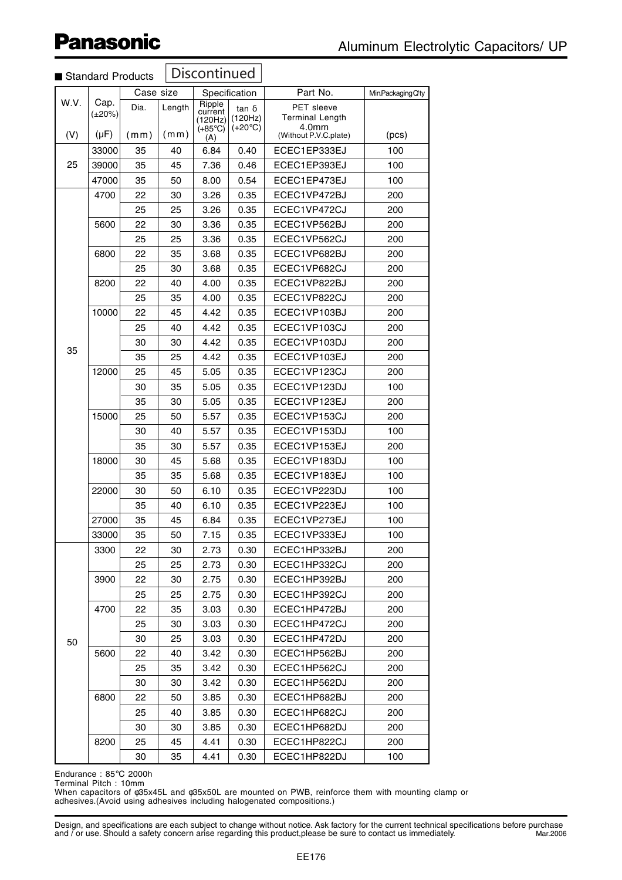# Panasonic

## Aluminum Electrolytic Capacitors/ UP

■ Standard Products **Discontinued**

| W.V. (V) | Cap. (±20%) (μF) | Case size Dia. (mm) | Case size Length (mm) | Specification Ripple current (120Hz) (+85℃) (A) | Specification tan δ (120Hz) (+20℃) | Part No. PET sleeve Terminal Length 4.0mm (Without P.V.C.plate) | Min.Packaging Q'ty (pcs) |
|---|---|---|---|---|---|---|---|
| 25 | 33000 | 35 | 40 | 6.84 | 0.40 | ECEC1EP333EJ | 100 |
| | 39000 | 35 | 45 | 7.36 | 0.46 | ECEC1EP393EJ | 100 |
| | 47000 | 35 | 50 | 8.00 | 0.54 | ECEC1EP473EJ | 100 |
| 35 | 4700 | 22 | 30 | 3.26 | 0.35 | ECEC1VP472BJ | 200 |
| | | 25 | 25 | 3.26 | 0.35 | ECEC1VP472CJ | 200 |
| | 5600 | 22 | 30 | 3.36 | 0.35 | ECEC1VP562BJ | 200 |
| | | 25 | 25 | 3.36 | 0.35 | ECEC1VP562CJ | 200 |
| | 6800 | 22 | 35 | 3.68 | 0.35 | ECEC1VP682BJ | 200 |
| | | 25 | 30 | 3.68 | 0.35 | ECEC1VP682CJ | 200 |
| | 8200 | 22 | 40 | 4.00 | 0.35 | ECEC1VP822BJ | 200 |
| | | 25 | 35 | 4.00 | 0.35 | ECEC1VP822CJ | 200 |
| | 10000 | 22 | 45 | 4.42 | 0.35 | ECEC1VP103BJ | 200 |
| | | 25 | 40 | 4.42 | 0.35 | ECEC1VP103CJ | 200 |
| | | 30 | 30 | 4.42 | 0.35 | ECEC1VP103DJ | 200 |
| | | 35 | 25 | 4.42 | 0.35 | ECEC1VP103EJ | 200 |
| | 12000 | 25 | 45 | 5.05 | 0.35 | ECEC1VP123CJ | 200 |
| | | 30 | 35 | 5.05 | 0.35 | ECEC1VP123DJ | 100 |
| | | 35 | 30 | 5.05 | 0.35 | ECEC1VP123EJ | 200 |
| | 15000 | 25 | 50 | 5.57 | 0.35 | ECEC1VP153CJ | 200 |
| | | 30 | 40 | 5.57 | 0.35 | ECEC1VP153DJ | 100 |
| | | 35 | 30 | 5.57 | 0.35 | ECEC1VP153EJ | 200 |
| | 18000 | 30 | 45 | 5.68 | 0.35 | ECEC1VP183DJ | 100 |
| | | 35 | 35 | 5.68 | 0.35 | ECEC1VP183EJ | 100 |
| | 22000 | 30 | 50 | 6.10 | 0.35 | ECEC1VP223DJ | 100 |
| | | 35 | 40 | 6.10 | 0.35 | ECEC1VP223EJ | 100 |
| | 27000 | 35 | 45 | 6.84 | 0.35 | ECEC1VP273EJ | 100 |
| | 33000 | 35 | 50 | 7.15 | 0.35 | ECEC1VP333EJ | 100 |
| 50 | 3300 | 22 | 30 | 2.73 | 0.30 | ECEC1HP332BJ | 200 |
| | | 25 | 25 | 2.73 | 0.30 | ECEC1HP332CJ | 200 |
| | 3900 | 22 | 30 | 2.75 | 0.30 | ECEC1HP392BJ | 200 |
| | | 25 | 25 | 2.75 | 0.30 | ECEC1HP392CJ | 200 |
| | 4700 | 22 | 35 | 3.03 | 0.30 | ECEC1HP472BJ | 200 |
| | | 25 | 30 | 3.03 | 0.30 | ECEC1HP472CJ | 200 |
| | | 30 | 25 | 3.03 | 0.30 | ECEC1HP472DJ | 200 |
| | 5600 | 22 | 40 | 3.42 | 0.30 | ECEC1HP562BJ | 200 |
| | | 25 | 35 | 3.42 | 0.30 | ECEC1HP562CJ | 200 |
| | | 30 | 30 | 3.42 | 0.30 | ECEC1HP562DJ | 200 |
| | 6800 | 22 | 50 | 3.85 | 0.30 | ECEC1HP682BJ | 200 |
| | | 25 | 40 | 3.85 | 0.30 | ECEC1HP682CJ | 200 |
| | | 30 | 30 | 3.85 | 0.30 | ECEC1HP682DJ | 200 |
| | 8200 | 25 | 45 | 4.41 | 0.30 | ECEC1HP822CJ | 200 |
| | | 30 | 35 | 4.41 | 0.30 | ECEC1HP822DJ | 100 |

Endurance : 85℃ 2000h
Terminal Pitch : 10mm
When capacitors of φ35x45L and φ35x50L are mounted on PWB, reinforce them with mounting clamp or adhesives.(Avoid using adhesives including halogenated compositions.)

Design, and specifications are each subject to change without notice. Ask factory for the current technical specifications before purchase and / or use. Should a safety concern arise regarding this product,please be sure to contact us immediately. Mar.2006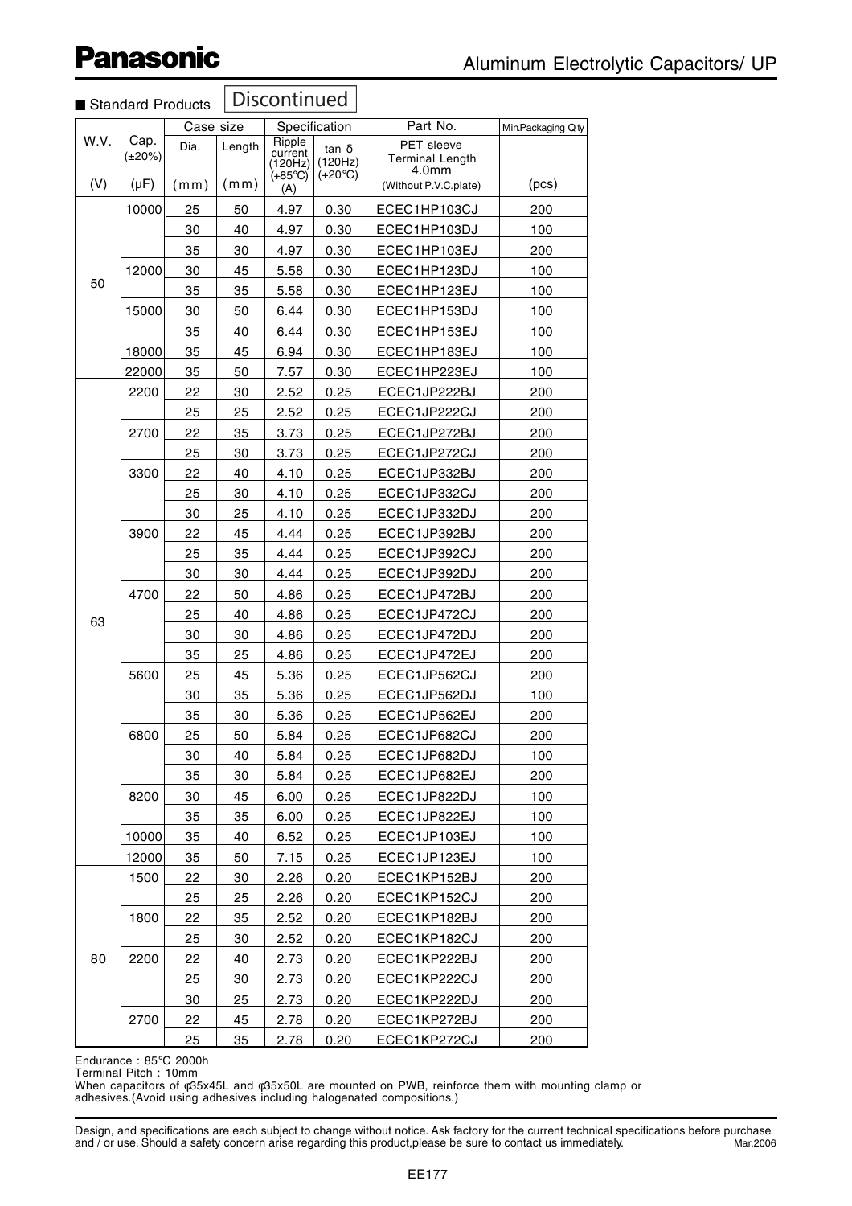# Aluminum Electrolytic Capacitors/ UP

■ Standard Products **Discontinued**

| W.V. (V) | Cap. (±20%) (μF) | Case size Dia. (mm) | Case size Length (mm) | Specification Ripple current (120Hz) (+85℃) (A) | Specification tan δ (120Hz) (+20℃) | Part No. PET sleeve Terminal Length 4.0mm (Without P.V.C.plate) | Min.Packaging Q'ty (pcs) |
|---|---|---|---|---|---|---|---|
| 50 | 10000 | 25 | 50 | 4.97 | 0.30 | ECEC1HP103CJ | 200 |
| | | 30 | 40 | 4.97 | 0.30 | ECEC1HP103DJ | 100 |
| | | 35 | 30 | 4.97 | 0.30 | ECEC1HP103EJ | 200 |
| | 12000 | 30 | 45 | 5.58 | 0.30 | ECEC1HP123DJ | 100 |
| | | 35 | 35 | 5.58 | 0.30 | ECEC1HP123EJ | 100 |
| | 15000 | 30 | 50 | 6.44 | 0.30 | ECEC1HP153DJ | 100 |
| | | 35 | 40 | 6.44 | 0.30 | ECEC1HP153EJ | 100 |
| | 18000 | 35 | 45 | 6.94 | 0.30 | ECEC1HP183EJ | 100 |
| | 22000 | 35 | 50 | 7.57 | 0.30 | ECEC1HP223EJ | 100 |
| 63 | 2200 | 22 | 30 | 2.52 | 0.25 | ECEC1JP222BJ | 200 |
| | | 25 | 25 | 2.52 | 0.25 | ECEC1JP222CJ | 200 |
| | 2700 | 22 | 35 | 3.73 | 0.25 | ECEC1JP272BJ | 200 |
| | | 25 | 30 | 3.73 | 0.25 | ECEC1JP272CJ | 200 |
| | 3300 | 22 | 40 | 4.10 | 0.25 | ECEC1JP332BJ | 200 |
| | | 25 | 30 | 4.10 | 0.25 | ECEC1JP332CJ | 200 |
| | | 30 | 25 | 4.10 | 0.25 | ECEC1JP332DJ | 200 |
| | 3900 | 22 | 45 | 4.44 | 0.25 | ECEC1JP392BJ | 200 |
| | | 25 | 35 | 4.44 | 0.25 | ECEC1JP392CJ | 200 |
| | | 30 | 30 | 4.44 | 0.25 | ECEC1JP392DJ | 200 |
| | 4700 | 22 | 50 | 4.86 | 0.25 | ECEC1JP472BJ | 200 |
| | | 25 | 40 | 4.86 | 0.25 | ECEC1JP472CJ | 200 |
| | | 30 | 30 | 4.86 | 0.25 | ECEC1JP472DJ | 200 |
| | | 35 | 25 | 4.86 | 0.25 | ECEC1JP472EJ | 200 |
| | 5600 | 25 | 45 | 5.36 | 0.25 | ECEC1JP562CJ | 200 |
| | | 30 | 35 | 5.36 | 0.25 | ECEC1JP562DJ | 100 |
| | | 35 | 30 | 5.36 | 0.25 | ECEC1JP562EJ | 200 |
| | 6800 | 25 | 50 | 5.84 | 0.25 | ECEC1JP682CJ | 200 |
| | | 30 | 40 | 5.84 | 0.25 | ECEC1JP682DJ | 100 |
| | | 35 | 30 | 5.84 | 0.25 | ECEC1JP682EJ | 200 |
| | 8200 | 30 | 45 | 6.00 | 0.25 | ECEC1JP822DJ | 100 |
| | | 35 | 35 | 6.00 | 0.25 | ECEC1JP822EJ | 100 |
| | 10000 | 35 | 40 | 6.52 | 0.25 | ECEC1JP103EJ | 100 |
| | 12000 | 35 | 50 | 7.15 | 0.25 | ECEC1JP123EJ | 100 |
| 80 | 1500 | 22 | 30 | 2.26 | 0.20 | ECEC1KP152BJ | 200 |
| | | 25 | 25 | 2.26 | 0.20 | ECEC1KP152CJ | 200 |
| | 1800 | 22 | 35 | 2.52 | 0.20 | ECEC1KP182BJ | 200 |
| | | 25 | 30 | 2.52 | 0.20 | ECEC1KP182CJ | 200 |
| | 2200 | 22 | 40 | 2.73 | 0.20 | ECEC1KP222BJ | 200 |
| | | 25 | 30 | 2.73 | 0.20 | ECEC1KP222CJ | 200 |
| | | 30 | 25 | 2.73 | 0.20 | ECEC1KP222DJ | 200 |
| | 2700 | 22 | 45 | 2.78 | 0.20 | ECEC1KP272BJ | 200 |
| | | 25 | 35 | 2.78 | 0.20 | ECEC1KP272CJ | 200 |

Endurance : 85℃ 2000h
Terminal Pitch : 10mm
When capacitors of φ35x45L and φ35x50L are mounted on PWB, reinforce them with mounting clamp or adhesives.(Avoid using adhesives including halogenated compositions.)

Design, and specifications are each subject to change without notice. Ask factory for the current technical specifications before purchase and / or use. Should a safety concern arise regarding this product,please be sure to contact us immediately. Mar.2006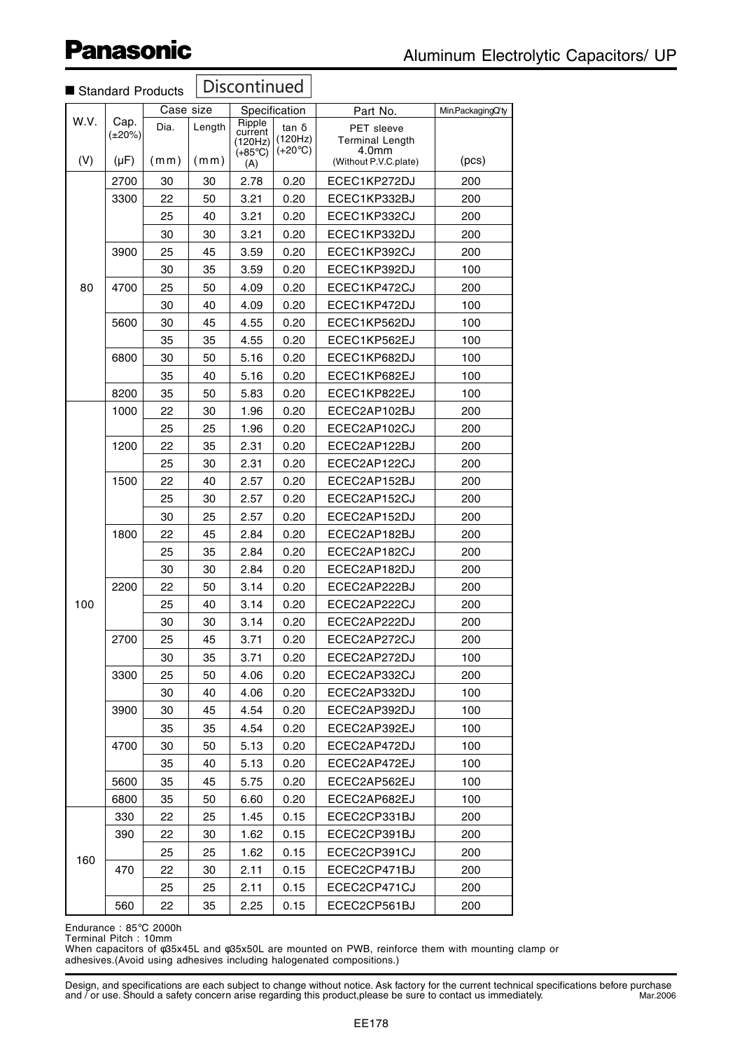# Panasonic

## Aluminum Electrolytic Capacitors/ UP

■ Standard Products **Discontinued**

| W.V. (V) | Cap. (±20%) (μF) | Case size Dia. (mm) | Case size Length (mm) | Specification Ripple current (120Hz) (+85℃) (A) | Specification tan δ (120Hz) (+20℃) | Part No. PET sleeve Terminal Length 4.0mm (Without P.V.C.plate) | Min.PackagingQ'ty (pcs) |
|---|---|---|---|---|---|---|---|
| 80 | 2700 | 30 | 30 | 2.78 | 0.20 | ECEC1KP272DJ | 200 |
| | 3300 | 22 | 50 | 3.21 | 0.20 | ECEC1KP332BJ | 200 |
| | | 25 | 40 | 3.21 | 0.20 | ECEC1KP332CJ | 200 |
| | | 30 | 30 | 3.21 | 0.20 | ECEC1KP332DJ | 200 |
| | 3900 | 25 | 45 | 3.59 | 0.20 | ECEC1KP392CJ | 200 |
| | | 30 | 35 | 3.59 | 0.20 | ECEC1KP392DJ | 100 |
| | 4700 | 25 | 50 | 4.09 | 0.20 | ECEC1KP472CJ | 200 |
| | | 30 | 40 | 4.09 | 0.20 | ECEC1KP472DJ | 100 |
| | 5600 | 30 | 45 | 4.55 | 0.20 | ECEC1KP562DJ | 100 |
| | | 35 | 35 | 4.55 | 0.20 | ECEC1KP562EJ | 100 |
| | 6800 | 30 | 50 | 5.16 | 0.20 | ECEC1KP682DJ | 100 |
| | | 35 | 40 | 5.16 | 0.20 | ECEC1KP682EJ | 100 |
| | 8200 | 35 | 50 | 5.83 | 0.20 | ECEC1KP822EJ | 100 |
| 100 | 1000 | 22 | 30 | 1.96 | 0.20 | ECEC2AP102BJ | 200 |
| | | 25 | 25 | 1.96 | 0.20 | ECEC2AP102CJ | 200 |
| | 1200 | 22 | 35 | 2.31 | 0.20 | ECEC2AP122BJ | 200 |
| | | 25 | 30 | 2.31 | 0.20 | ECEC2AP122CJ | 200 |
| | 1500 | 22 | 40 | 2.57 | 0.20 | ECEC2AP152BJ | 200 |
| | | 25 | 30 | 2.57 | 0.20 | ECEC2AP152CJ | 200 |
| | | 30 | 25 | 2.57 | 0.20 | ECEC2AP152DJ | 200 |
| | 1800 | 22 | 45 | 2.84 | 0.20 | ECEC2AP182BJ | 200 |
| | | 25 | 35 | 2.84 | 0.20 | ECEC2AP182CJ | 200 |
| | | 30 | 30 | 2.84 | 0.20 | ECEC2AP182DJ | 200 |
| | 2200 | 22 | 50 | 3.14 | 0.20 | ECEC2AP222BJ | 200 |
| | | 25 | 40 | 3.14 | 0.20 | ECEC2AP222CJ | 200 |
| | | 30 | 30 | 3.14 | 0.20 | ECEC2AP222DJ | 200 |
| | 2700 | 25 | 45 | 3.71 | 0.20 | ECEC2AP272CJ | 200 |
| | | 30 | 35 | 3.71 | 0.20 | ECEC2AP272DJ | 100 |
| | 3300 | 25 | 50 | 4.06 | 0.20 | ECEC2AP332CJ | 200 |
| | | 30 | 40 | 4.06 | 0.20 | ECEC2AP332DJ | 100 |
| | 3900 | 30 | 45 | 4.54 | 0.20 | ECEC2AP392DJ | 100 |
| | | 35 | 35 | 4.54 | 0.20 | ECEC2AP392EJ | 100 |
| | 4700 | 30 | 50 | 5.13 | 0.20 | ECEC2AP472DJ | 100 |
| | | 35 | 40 | 5.13 | 0.20 | ECEC2AP472EJ | 100 |
| | 5600 | 35 | 45 | 5.75 | 0.20 | ECEC2AP562EJ | 100 |
| | 6800 | 35 | 50 | 6.60 | 0.20 | ECEC2AP682EJ | 100 |
| 160 | 330 | 22 | 25 | 1.45 | 0.15 | ECEC2CP331BJ | 200 |
| | 390 | 22 | 30 | 1.62 | 0.15 | ECEC2CP391BJ | 200 |
| | | 25 | 25 | 1.62 | 0.15 | ECEC2CP391CJ | 200 |
| | 470 | 22 | 30 | 2.11 | 0.15 | ECEC2CP471BJ | 200 |
| | | 25 | 25 | 2.11 | 0.15 | ECEC2CP471CJ | 200 |
| | 560 | 22 | 35 | 2.25 | 0.15 | ECEC2CP561BJ | 200 |

Endurance : 85℃ 2000h
Terminal Pitch : 10mm
When capacitors of φ35x45L and φ35x50L are mounted on PWB, reinforce them with mounting clamp or adhesives.(Avoid using adhesives including halogenated compositions.)

Design, and specifications are each subject to change without notice. Ask factory for the current technical specifications before purchase and / or use. Should a safety concern arise regarding this product,please be sure to contact us immediately. Mar.2006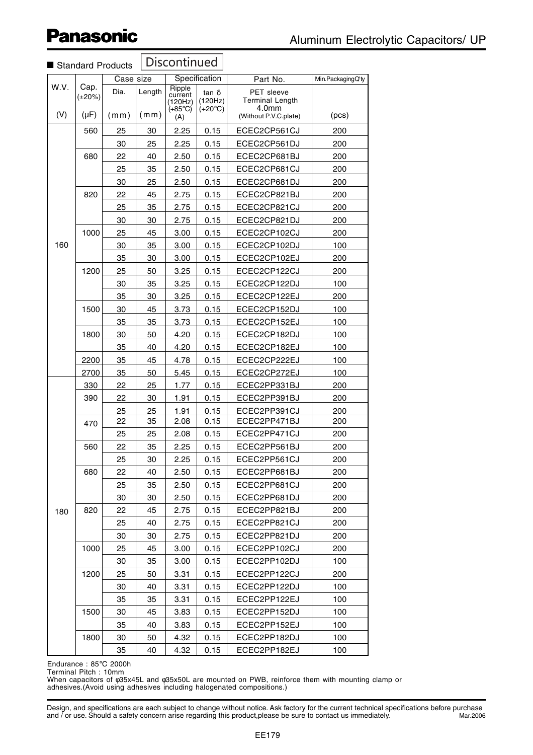## Aluminum Electrolytic Capacitors/ UP

■ Standard Products **Discontinued**

| W.V. (V) | Cap. (±20%) (μF) | Case size Dia. (mm) | Case size Length (mm) | Specification Ripple current (120Hz) (+85℃) (A) | Specification tan δ (120Hz) (+20℃) | Part No. PET sleeve Terminal Length 4.0mm (Without P.V.C.plate) | Min.PackagingQ'ty (pcs) |
|---|---|---|---|---|---|---|---|
| 160 | 560 | 25 | 30 | 2.25 | 0.15 | ECEC2CP561CJ | 200 |
| | | 30 | 25 | 2.25 | 0.15 | ECEC2CP561DJ | 200 |
| | 680 | 22 | 40 | 2.50 | 0.15 | ECEC2CP681BJ | 200 |
| | | 25 | 35 | 2.50 | 0.15 | ECEC2CP681CJ | 200 |
| | | 30 | 25 | 2.50 | 0.15 | ECEC2CP681DJ | 200 |
| | 820 | 22 | 45 | 2.75 | 0.15 | ECEC2CP821BJ | 200 |
| | | 25 | 35 | 2.75 | 0.15 | ECEC2CP821CJ | 200 |
| | | 30 | 30 | 2.75 | 0.15 | ECEC2CP821DJ | 200 |
| | 1000 | 25 | 45 | 3.00 | 0.15 | ECEC2CP102CJ | 200 |
| | | 30 | 35 | 3.00 | 0.15 | ECEC2CP102DJ | 100 |
| | | 35 | 30 | 3.00 | 0.15 | ECEC2CP102EJ | 200 |
| | 1200 | 25 | 50 | 3.25 | 0.15 | ECEC2CP122CJ | 200 |
| | | 30 | 35 | 3.25 | 0.15 | ECEC2CP122DJ | 100 |
| | | 35 | 30 | 3.25 | 0.15 | ECEC2CP122EJ | 200 |
| | 1500 | 30 | 45 | 3.73 | 0.15 | ECEC2CP152DJ | 100 |
| | | 35 | 35 | 3.73 | 0.15 | ECEC2CP152EJ | 100 |
| | 1800 | 30 | 50 | 4.20 | 0.15 | ECEC2CP182DJ | 100 |
| | | 35 | 40 | 4.20 | 0.15 | ECEC2CP182EJ | 100 |
| | 2200 | 35 | 45 | 4.78 | 0.15 | ECEC2CP222EJ | 100 |
| | 2700 | 35 | 50 | 5.45 | 0.15 | ECEC2CP272EJ | 100 |
| 180 | 330 | 22 | 25 | 1.77 | 0.15 | ECEC2PP331BJ | 200 |
| | 390 | 22 | 30 | 1.91 | 0.15 | ECEC2PP391BJ | 200 |
| | | 25 | 25 | 1.91 | 0.15 | ECEC2PP391CJ | 200 |
| | 470 | 22 | 35 | 2.08 | 0.15 | ECEC2PP471BJ | 200 |
| | | 25 | 25 | 2.08 | 0.15 | ECEC2PP471CJ | 200 |
| | 560 | 22 | 35 | 2.25 | 0.15 | ECEC2PP561BJ | 200 |
| | | 25 | 30 | 2.25 | 0.15 | ECEC2PP561CJ | 200 |
| | 680 | 22 | 40 | 2.50 | 0.15 | ECEC2PP681BJ | 200 |
| | | 25 | 35 | 2.50 | 0.15 | ECEC2PP681CJ | 200 |
| | | 30 | 30 | 2.50 | 0.15 | ECEC2PP681DJ | 200 |
| | 820 | 22 | 45 | 2.75 | 0.15 | ECEC2PP821BJ | 200 |
| | | 25 | 40 | 2.75 | 0.15 | ECEC2PP821CJ | 200 |
| | | 30 | 30 | 2.75 | 0.15 | ECEC2PP821DJ | 200 |
| | 1000 | 25 | 45 | 3.00 | 0.15 | ECEC2PP102CJ | 200 |
| | | 30 | 35 | 3.00 | 0.15 | ECEC2PP102DJ | 100 |
| | 1200 | 25 | 50 | 3.31 | 0.15 | ECEC2PP122CJ | 200 |
| | | 30 | 40 | 3.31 | 0.15 | ECEC2PP122DJ | 100 |
| | | 35 | 35 | 3.31 | 0.15 | ECEC2PP122EJ | 100 |
| | 1500 | 30 | 45 | 3.83 | 0.15 | ECEC2PP152DJ | 100 |
| | | 35 | 40 | 3.83 | 0.15 | ECEC2PP152EJ | 100 |
| | 1800 | 30 | 50 | 4.32 | 0.15 | ECEC2PP182DJ | 100 |
| | | 35 | 40 | 4.32 | 0.15 | ECEC2PP182EJ | 100 |

Endurance : 85℃ 2000h
Terminal Pitch : 10mm
When capacitors of φ35x45L and φ35x50L are mounted on PWB, reinforce them with mounting clamp or adhesives.(Avoid using adhesives including halogenated compositions.)

Design, and specifications are each subject to change without notice. Ask factory for the current technical specifications before purchase and / or use. Should a safety concern arise regarding this product,please be sure to contact us immediately. Mar.2006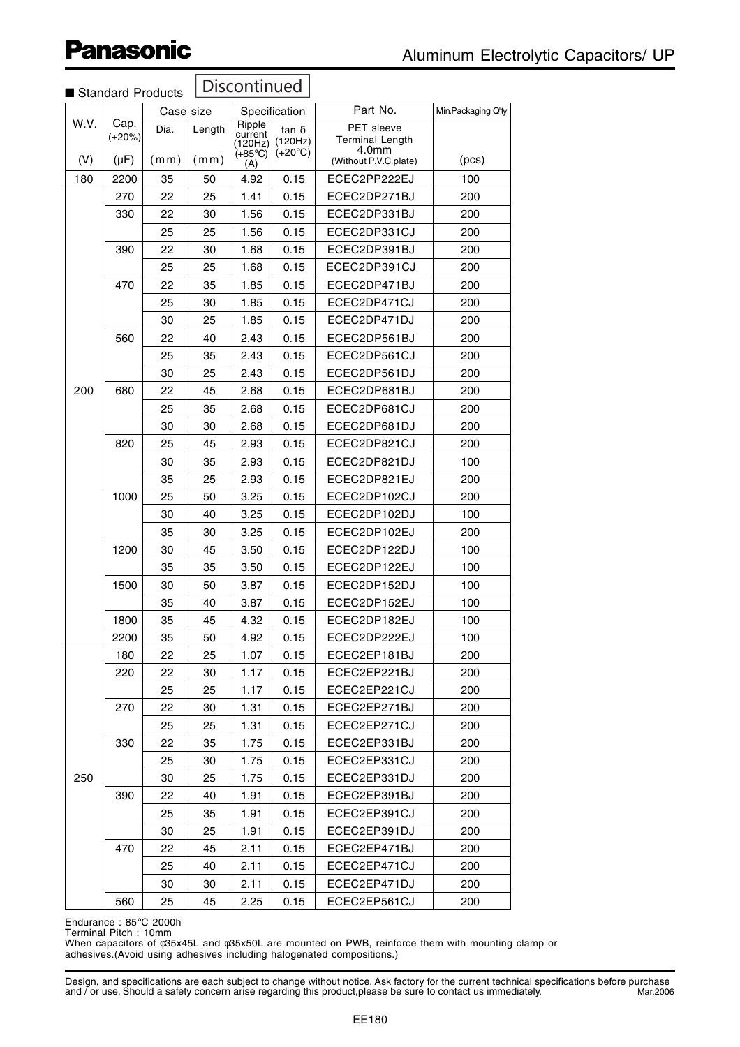■ Standard Products **Discontinued**

| W.V. (V) | Cap. (±20%) (μF) | Case size Dia. (mm) | Case size Length (mm) | Specification Ripple current (120Hz) (+85℃) (A) | Specification tan δ (120Hz) (+20℃) | Part No. PET sleeve Terminal Length 4.0mm (Without P.V.C.plate) | Min.Packaging Q'ty (pcs) |
|---|---|---|---|---|---|---|---|
| 180 | 2200 | 35 | 50 | 4.92 | 0.15 | ECEC2PP222EJ | 100 |
| 200 | 270 | 22 | 25 | 1.41 | 0.15 | ECEC2DP271BJ | 200 |
| | 330 | 22 | 30 | 1.56 | 0.15 | ECEC2DP331BJ | 200 |
| | | 25 | 25 | 1.56 | 0.15 | ECEC2DP331CJ | 200 |
| | 390 | 22 | 30 | 1.68 | 0.15 | ECEC2DP391BJ | 200 |
| | | 25 | 25 | 1.68 | 0.15 | ECEC2DP391CJ | 200 |
| | 470 | 22 | 35 | 1.85 | 0.15 | ECEC2DP471BJ | 200 |
| | | 25 | 30 | 1.85 | 0.15 | ECEC2DP471CJ | 200 |
| | | 30 | 25 | 1.85 | 0.15 | ECEC2DP471DJ | 200 |
| | 560 | 22 | 40 | 2.43 | 0.15 | ECEC2DP561BJ | 200 |
| | | 25 | 35 | 2.43 | 0.15 | ECEC2DP561CJ | 200 |
| | | 30 | 25 | 2.43 | 0.15 | ECEC2DP561DJ | 200 |
| | 680 | 22 | 45 | 2.68 | 0.15 | ECEC2DP681BJ | 200 |
| | | 25 | 35 | 2.68 | 0.15 | ECEC2DP681CJ | 200 |
| | | 30 | 30 | 2.68 | 0.15 | ECEC2DP681DJ | 200 |
| | 820 | 25 | 45 | 2.93 | 0.15 | ECEC2DP821CJ | 200 |
| | | 30 | 35 | 2.93 | 0.15 | ECEC2DP821DJ | 100 |
| | | 35 | 25 | 2.93 | 0.15 | ECEC2DP821EJ | 200 |
| | 1000 | 25 | 50 | 3.25 | 0.15 | ECEC2DP102CJ | 200 |
| | | 30 | 40 | 3.25 | 0.15 | ECEC2DP102DJ | 100 |
| | | 35 | 30 | 3.25 | 0.15 | ECEC2DP102EJ | 200 |
| | 1200 | 30 | 45 | 3.50 | 0.15 | ECEC2DP122DJ | 100 |
| | | 35 | 35 | 3.50 | 0.15 | ECEC2DP122EJ | 100 |
| | 1500 | 30 | 50 | 3.87 | 0.15 | ECEC2DP152DJ | 100 |
| | | 35 | 40 | 3.87 | 0.15 | ECEC2DP152EJ | 100 |
| | 1800 | 35 | 45 | 4.32 | 0.15 | ECEC2DP182EJ | 100 |
| | 2200 | 35 | 50 | 4.92 | 0.15 | ECEC2DP222EJ | 100 |
| 250 | 180 | 22 | 25 | 1.07 | 0.15 | ECEC2EP181BJ | 200 |
| | 220 | 22 | 30 | 1.17 | 0.15 | ECEC2EP221BJ | 200 |
| | | 25 | 25 | 1.17 | 0.15 | ECEC2EP221CJ | 200 |
| | 270 | 22 | 30 | 1.31 | 0.15 | ECEC2EP271BJ | 200 |
| | | 25 | 25 | 1.31 | 0.15 | ECEC2EP271CJ | 200 |
| | 330 | 22 | 35 | 1.75 | 0.15 | ECEC2EP331BJ | 200 |
| | | 25 | 30 | 1.75 | 0.15 | ECEC2EP331CJ | 200 |
| | | 30 | 25 | 1.75 | 0.15 | ECEC2EP331DJ | 200 |
| | 390 | 22 | 40 | 1.91 | 0.15 | ECEC2EP391BJ | 200 |
| | | 25 | 35 | 1.91 | 0.15 | ECEC2EP391CJ | 200 |
| | | 30 | 25 | 1.91 | 0.15 | ECEC2EP391DJ | 200 |
| | 470 | 22 | 45 | 2.11 | 0.15 | ECEC2EP471BJ | 200 |
| | | 25 | 40 | 2.11 | 0.15 | ECEC2EP471CJ | 200 |
| | | 30 | 30 | 2.11 | 0.15 | ECEC2EP471DJ | 200 |
| | 560 | 25 | 45 | 2.25 | 0.15 | ECEC2EP561CJ | 200 |

Endurance : 85℃ 2000h
Terminal Pitch : 10mm
When capacitors of φ35x45L and φ35x50L are mounted on PWB, reinforce them with mounting clamp or adhesives.(Avoid using adhesives including halogenated compositions.)

Design, and specifications are each subject to change without notice. Ask factory for the current technical specifications before purchase and / or use. Should a safety concern arise regarding this product,please be sure to contact us immediately. Mar.2006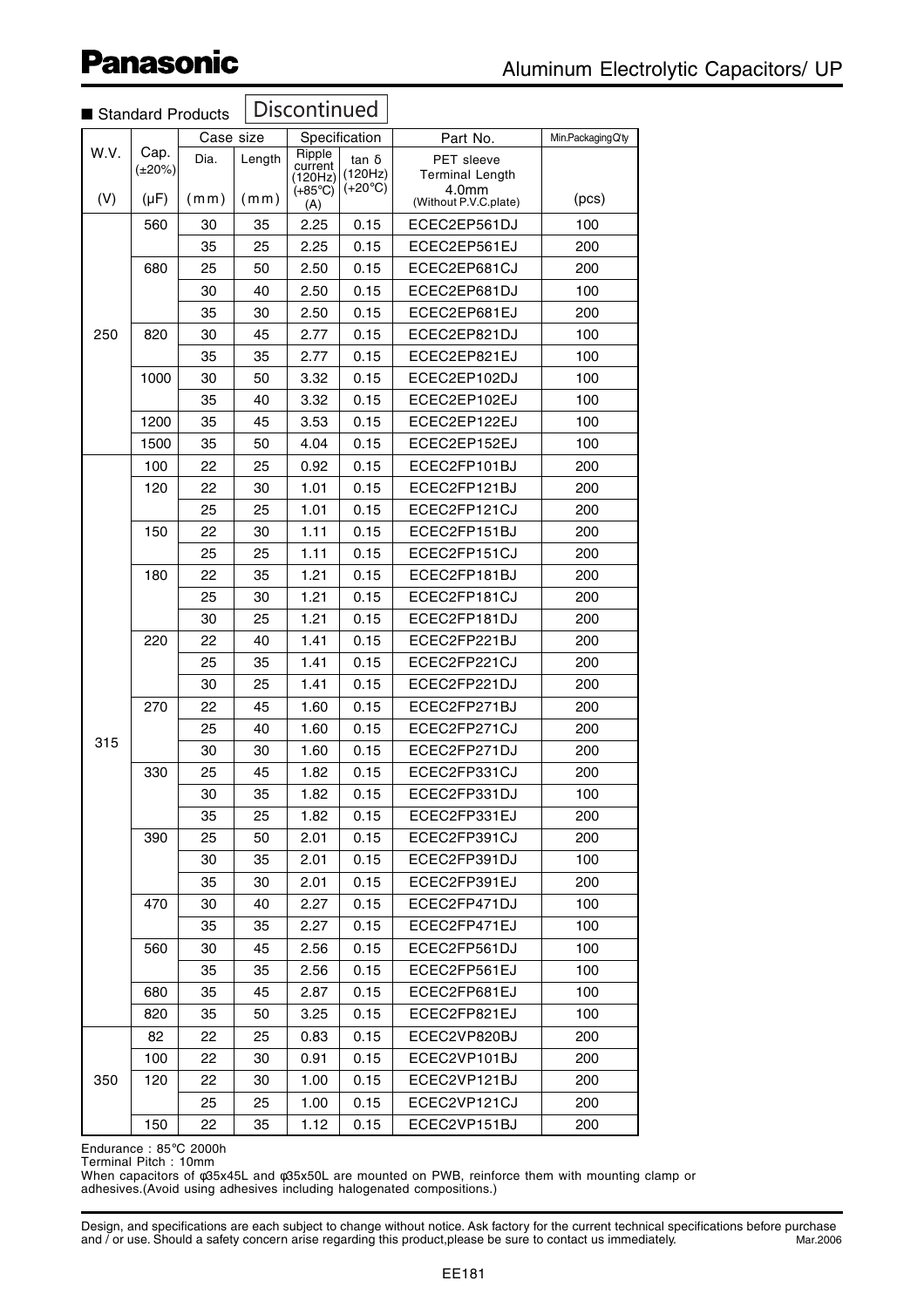## Aluminum Electrolytic Capacitors/ UP

■ Standard Products **Discontinued**

| W.V. | Cap. (±20%) | Case size | | Specification | | Part No. | Min.Packaging Q'ty |
|---|---|---|---|---|---|---|---|
| | | Dia. | Length | Ripple current (120Hz) (+85°C) | tan δ (120Hz) (+20°C) | PET sleeve Terminal Length 4.0mm (Without P.V.C.plate) | |
| (V) | (μF) | (mm) | (mm) | (A) | | | (pcs) |
| 250 | 560 | 30 | 35 | 2.25 | 0.15 | ECEC2EP561DJ | 100 |
| | | 35 | 25 | 2.25 | 0.15 | ECEC2EP561EJ | 200 |
| | 680 | 25 | 50 | 2.50 | 0.15 | ECEC2EP681CJ | 200 |
| | | 30 | 40 | 2.50 | 0.15 | ECEC2EP681DJ | 100 |
| | | 35 | 30 | 2.50 | 0.15 | ECEC2EP681EJ | 200 |
| | 820 | 30 | 45 | 2.77 | 0.15 | ECEC2EP821DJ | 100 |
| | | 35 | 35 | 2.77 | 0.15 | ECEC2EP821EJ | 100 |
| | 1000 | 30 | 50 | 3.32 | 0.15 | ECEC2EP102DJ | 100 |
| | | 35 | 40 | 3.32 | 0.15 | ECEC2EP102EJ | 100 |
| | 1200 | 35 | 45 | 3.53 | 0.15 | ECEC2EP122EJ | 100 |
| | 1500 | 35 | 50 | 4.04 | 0.15 | ECEC2EP152EJ | 100 |
| 315 | 100 | 22 | 25 | 0.92 | 0.15 | ECEC2FP101BJ | 200 |
| | 120 | 22 | 30 | 1.01 | 0.15 | ECEC2FP121BJ | 200 |
| | | 25 | 25 | 1.01 | 0.15 | ECEC2FP121CJ | 200 |
| | 150 | 22 | 30 | 1.11 | 0.15 | ECEC2FP151BJ | 200 |
| | | 25 | 25 | 1.11 | 0.15 | ECEC2FP151CJ | 200 |
| | 180 | 22 | 35 | 1.21 | 0.15 | ECEC2FP181BJ | 200 |
| | | 25 | 30 | 1.21 | 0.15 | ECEC2FP181CJ | 200 |
| | | 30 | 25 | 1.21 | 0.15 | ECEC2FP181DJ | 200 |
| | 220 | 22 | 40 | 1.41 | 0.15 | ECEC2FP221BJ | 200 |
| | | 25 | 35 | 1.41 | 0.15 | ECEC2FP221CJ | 200 |
| | | 30 | 25 | 1.41 | 0.15 | ECEC2FP221DJ | 200 |
| | 270 | 22 | 45 | 1.60 | 0.15 | ECEC2FP271BJ | 200 |
| | | 25 | 40 | 1.60 | 0.15 | ECEC2FP271CJ | 200 |
| | | 30 | 30 | 1.60 | 0.15 | ECEC2FP271DJ | 200 |
| | 330 | 25 | 45 | 1.82 | 0.15 | ECEC2FP331CJ | 200 |
| | | 30 | 35 | 1.82 | 0.15 | ECEC2FP331DJ | 100 |
| | | 35 | 25 | 1.82 | 0.15 | ECEC2FP331EJ | 200 |
| | 390 | 25 | 50 | 2.01 | 0.15 | ECEC2FP391CJ | 200 |
| | | 30 | 35 | 2.01 | 0.15 | ECEC2FP391DJ | 100 |
| | | 35 | 30 | 2.01 | 0.15 | ECEC2FP391EJ | 200 |
| | 470 | 30 | 40 | 2.27 | 0.15 | ECEC2FP471DJ | 100 |
| | | 35 | 35 | 2.27 | 0.15 | ECEC2FP471EJ | 100 |
| | 560 | 30 | 45 | 2.56 | 0.15 | ECEC2FP561DJ | 100 |
| | | 35 | 35 | 2.56 | 0.15 | ECEC2FP561EJ | 100 |
| | 680 | 35 | 45 | 2.87 | 0.15 | ECEC2FP681EJ | 100 |
| | 820 | 35 | 50 | 3.25 | 0.15 | ECEC2FP821EJ | 100 |
| 350 | 82 | 22 | 25 | 0.83 | 0.15 | ECEC2VP820BJ | 200 |
| | 100 | 22 | 30 | 0.91 | 0.15 | ECEC2VP101BJ | 200 |
| | 120 | 22 | 30 | 1.00 | 0.15 | ECEC2VP121BJ | 200 |
| | | 25 | 25 | 1.00 | 0.15 | ECEC2VP121CJ | 200 |
| | 150 | 22 | 35 | 1.12 | 0.15 | ECEC2VP151BJ | 200 |

Endurance : 85°C 2000h
Terminal Pitch : 10mm
When capacitors of φ35x45L and φ35x50L are mounted on PWB, reinforce them with mounting clamp or adhesives.(Avoid using adhesives including halogenated compositions.)

Design, and specifications are each subject to change without notice. Ask factory for the current technical specifications before purchase and / or use. Should a safety concern arise regarding this product,please be sure to contact us immediately. Mar.2006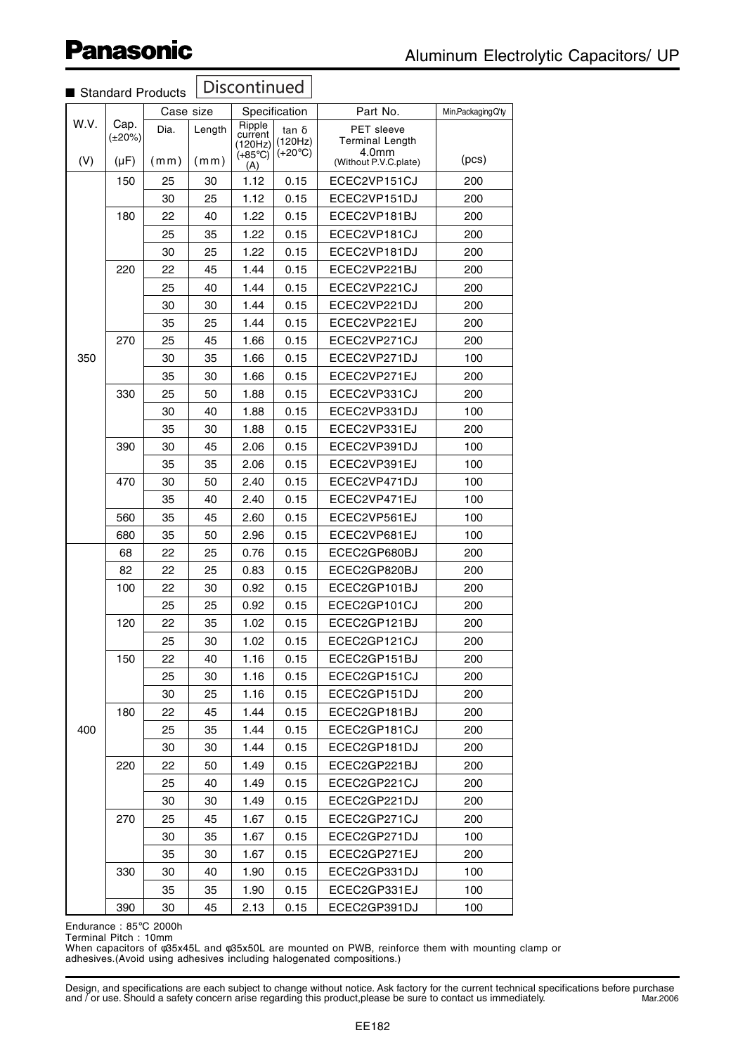## Aluminum Electrolytic Capacitors/ UP

■ Standard Products **Discontinued**

| W.V. | Cap. (±20%) | Case size | | Specification | | Part No. | Min.Packaging Q'ty |
|---|---|---|---|---|---|---|---|
| | | Dia. | Length | Ripple current (120Hz) (+85°C) | tan δ (120Hz) (+20°C) | PET sleeve Terminal Length 4.0mm (Without P.V.C.plate) | |
| (V) | (μF) | (mm) | (mm) | (A) | | | (pcs) |
| 350 | 150 | 25 | 30 | 1.12 | 0.15 | ECEC2VP151CJ | 200 |
| | | 30 | 25 | 1.12 | 0.15 | ECEC2VP151DJ | 200 |
| | 180 | 22 | 40 | 1.22 | 0.15 | ECEC2VP181BJ | 200 |
| | | 25 | 35 | 1.22 | 0.15 | ECEC2VP181CJ | 200 |
| | | 30 | 25 | 1.22 | 0.15 | ECEC2VP181DJ | 200 |
| | 220 | 22 | 45 | 1.44 | 0.15 | ECEC2VP221BJ | 200 |
| | | 25 | 40 | 1.44 | 0.15 | ECEC2VP221CJ | 200 |
| | | 30 | 30 | 1.44 | 0.15 | ECEC2VP221DJ | 200 |
| | | 35 | 25 | 1.44 | 0.15 | ECEC2VP221EJ | 200 |
| | 270 | 25 | 45 | 1.66 | 0.15 | ECEC2VP271CJ | 200 |
| | | 30 | 35 | 1.66 | 0.15 | ECEC2VP271DJ | 100 |
| | | 35 | 30 | 1.66 | 0.15 | ECEC2VP271EJ | 200 |
| | 330 | 25 | 50 | 1.88 | 0.15 | ECEC2VP331CJ | 200 |
| | | 30 | 40 | 1.88 | 0.15 | ECEC2VP331DJ | 100 |
| | | 35 | 30 | 1.88 | 0.15 | ECEC2VP331EJ | 200 |
| | 390 | 30 | 45 | 2.06 | 0.15 | ECEC2VP391DJ | 100 |
| | | 35 | 35 | 2.06 | 0.15 | ECEC2VP391EJ | 100 |
| | 470 | 30 | 50 | 2.40 | 0.15 | ECEC2VP471DJ | 100 |
| | | 35 | 40 | 2.40 | 0.15 | ECEC2VP471EJ | 100 |
| | 560 | 35 | 45 | 2.60 | 0.15 | ECEC2VP561EJ | 100 |
| | 680 | 35 | 50 | 2.96 | 0.15 | ECEC2VP681EJ | 100 |
| 400 | 68 | 22 | 25 | 0.76 | 0.15 | ECEC2GP680BJ | 200 |
| | 82 | 22 | 25 | 0.83 | 0.15 | ECEC2GP820BJ | 200 |
| | 100 | 22 | 30 | 0.92 | 0.15 | ECEC2GP101BJ | 200 |
| | | 25 | 25 | 0.92 | 0.15 | ECEC2GP101CJ | 200 |
| | 120 | 22 | 35 | 1.02 | 0.15 | ECEC2GP121BJ | 200 |
| | | 25 | 30 | 1.02 | 0.15 | ECEC2GP121CJ | 200 |
| | 150 | 22 | 40 | 1.16 | 0.15 | ECEC2GP151BJ | 200 |
| | | 25 | 30 | 1.16 | 0.15 | ECEC2GP151CJ | 200 |
| | | 30 | 25 | 1.16 | 0.15 | ECEC2GP151DJ | 200 |
| | 180 | 22 | 45 | 1.44 | 0.15 | ECEC2GP181BJ | 200 |
| | | 25 | 35 | 1.44 | 0.15 | ECEC2GP181CJ | 200 |
| | | 30 | 30 | 1.44 | 0.15 | ECEC2GP181DJ | 200 |
| | 220 | 22 | 50 | 1.49 | 0.15 | ECEC2GP221BJ | 200 |
| | | 25 | 40 | 1.49 | 0.15 | ECEC2GP221CJ | 200 |
| | | 30 | 30 | 1.49 | 0.15 | ECEC2GP221DJ | 200 |
| | 270 | 25 | 45 | 1.67 | 0.15 | ECEC2GP271CJ | 200 |
| | | 30 | 35 | 1.67 | 0.15 | ECEC2GP271DJ | 100 |
| | | 35 | 30 | 1.67 | 0.15 | ECEC2GP271EJ | 200 |
| | 330 | 30 | 40 | 1.90 | 0.15 | ECEC2GP331DJ | 100 |
| | | 35 | 35 | 1.90 | 0.15 | ECEC2GP331EJ | 100 |
| | 390 | 30 | 45 | 2.13 | 0.15 | ECEC2GP391DJ | 100 |

Endurance : 85°C 2000h
Terminal Pitch : 10mm
When capacitors of φ35x45L and φ35x50L are mounted on PWB, reinforce them with mounting clamp or adhesives.(Avoid using adhesives including halogenated compositions.)

Design, and specifications are each subject to change without notice. Ask factory for the current technical specifications before purchase and / or use. Should a safety concern arise regarding this product,please be sure to contact us immediately. Mar.2006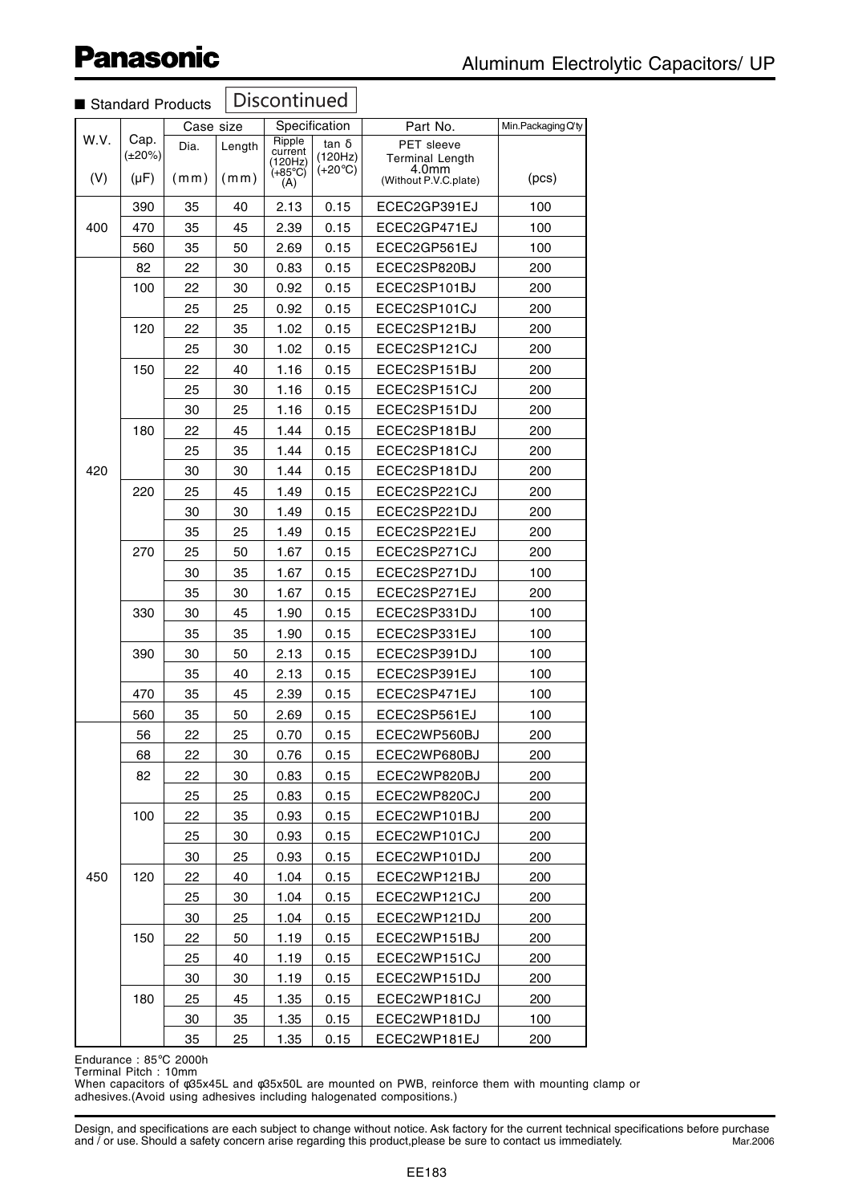# Panasonic

## Aluminum Electrolytic Capacitors/ UP

■ Standard Products **Discontinued**

| W.V. (V) | Cap. (±20%) (μF) | Case size Dia. (mm) | Case size Length (mm) | Specification Ripple current (120Hz) (+85℃) (A) | Specification tan δ (120Hz) (+20℃) | Part No. PET sleeve Terminal Length 4.0mm (Without P.V.C.plate) | Min.Packaging Q'ty (pcs) |
|---|---|---|---|---|---|---|---|
| 400 | 390 | 35 | 40 | 2.13 | 0.15 | ECEC2GP391EJ | 100 |
| | 470 | 35 | 45 | 2.39 | 0.15 | ECEC2GP471EJ | 100 |
| | 560 | 35 | 50 | 2.69 | 0.15 | ECEC2GP561EJ | 100 |
| 420 | 82 | 22 | 30 | 0.83 | 0.15 | ECEC2SP820BJ | 200 |
| | 100 | 22 | 30 | 0.92 | 0.15 | ECEC2SP101BJ | 200 |
| | | 25 | 25 | 0.92 | 0.15 | ECEC2SP101CJ | 200 |
| | 120 | 22 | 35 | 1.02 | 0.15 | ECEC2SP121BJ | 200 |
| | | 25 | 30 | 1.02 | 0.15 | ECEC2SP121CJ | 200 |
| | 150 | 22 | 40 | 1.16 | 0.15 | ECEC2SP151BJ | 200 |
| | | 25 | 30 | 1.16 | 0.15 | ECEC2SP151CJ | 200 |
| | | 30 | 25 | 1.16 | 0.15 | ECEC2SP151DJ | 200 |
| | 180 | 22 | 45 | 1.44 | 0.15 | ECEC2SP181BJ | 200 |
| | | 25 | 35 | 1.44 | 0.15 | ECEC2SP181CJ | 200 |
| | | 30 | 30 | 1.44 | 0.15 | ECEC2SP181DJ | 200 |
| | 220 | 25 | 45 | 1.49 | 0.15 | ECEC2SP221CJ | 200 |
| | | 30 | 30 | 1.49 | 0.15 | ECEC2SP221DJ | 200 |
| | | 35 | 25 | 1.49 | 0.15 | ECEC2SP221EJ | 200 |
| | 270 | 25 | 50 | 1.67 | 0.15 | ECEC2SP271CJ | 200 |
| | | 30 | 35 | 1.67 | 0.15 | ECEC2SP271DJ | 100 |
| | | 35 | 30 | 1.67 | 0.15 | ECEC2SP271EJ | 200 |
| | 330 | 30 | 45 | 1.90 | 0.15 | ECEC2SP331DJ | 100 |
| | | 35 | 35 | 1.90 | 0.15 | ECEC2SP331EJ | 100 |
| | 390 | 30 | 50 | 2.13 | 0.15 | ECEC2SP391DJ | 100 |
| | | 35 | 40 | 2.13 | 0.15 | ECEC2SP391EJ | 100 |
| | 470 | 35 | 45 | 2.39 | 0.15 | ECEC2SP471EJ | 100 |
| | 560 | 35 | 50 | 2.69 | 0.15 | ECEC2SP561EJ | 100 |
| 450 | 56 | 22 | 25 | 0.70 | 0.15 | ECEC2WP560BJ | 200 |
| | 68 | 22 | 30 | 0.76 | 0.15 | ECEC2WP680BJ | 200 |
| | 82 | 22 | 30 | 0.83 | 0.15 | ECEC2WP820BJ | 200 |
| | | 25 | 25 | 0.83 | 0.15 | ECEC2WP820CJ | 200 |
| | 100 | 22 | 35 | 0.93 | 0.15 | ECEC2WP101BJ | 200 |
| | | 25 | 30 | 0.93 | 0.15 | ECEC2WP101CJ | 200 |
| | | 30 | 25 | 0.93 | 0.15 | ECEC2WP101DJ | 200 |
| | 120 | 22 | 40 | 1.04 | 0.15 | ECEC2WP121BJ | 200 |
| | | 25 | 30 | 1.04 | 0.15 | ECEC2WP121CJ | 200 |
| | | 30 | 25 | 1.04 | 0.15 | ECEC2WP121DJ | 200 |
| | 150 | 22 | 50 | 1.19 | 0.15 | ECEC2WP151BJ | 200 |
| | | 25 | 40 | 1.19 | 0.15 | ECEC2WP151CJ | 200 |
| | | 30 | 30 | 1.19 | 0.15 | ECEC2WP151DJ | 200 |
| | 180 | 25 | 45 | 1.35 | 0.15 | ECEC2WP181CJ | 200 |
| | | 30 | 35 | 1.35 | 0.15 | ECEC2WP181DJ | 100 |
| | | 35 | 25 | 1.35 | 0.15 | ECEC2WP181EJ | 200 |

Endurance : 85℃ 2000h
Terminal Pitch : 10mm
When capacitors of φ35x45L and φ35x50L are mounted on PWB, reinforce them with mounting clamp or adhesives.(Avoid using adhesives including halogenated compositions.)

Design, and specifications are each subject to change without notice. Ask factory for the current technical specifications before purchase and / or use. Should a safety concern arise regarding this product,please be sure to contact us immediately. Mar.2006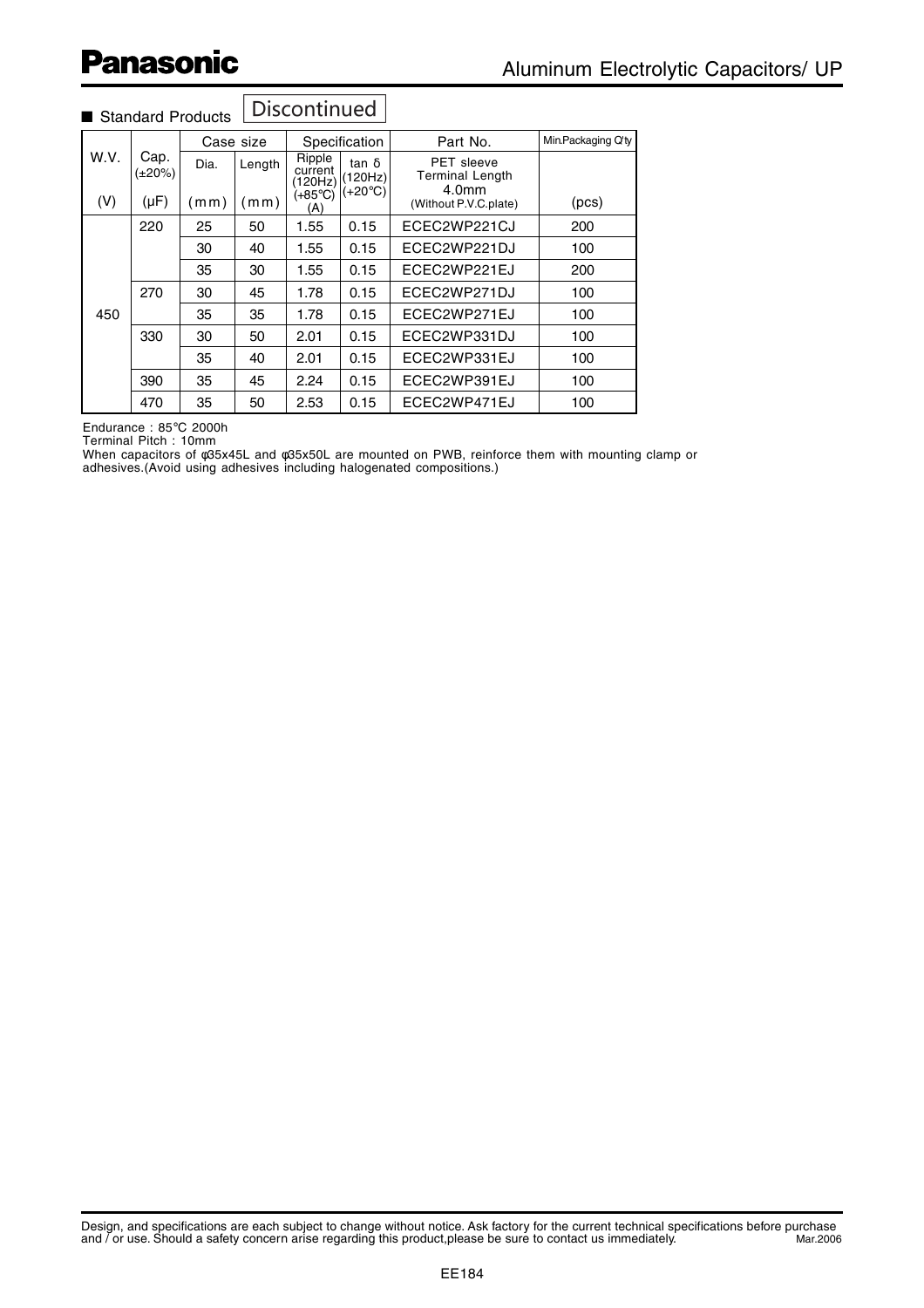# Panasonic

## Aluminum Electrolytic Capacitors/ UP

■ Standard Products **Discontinued**

| W.V. (V) | Cap. (±20%) (μF) | Case size Dia. (mm) | Case size Length (mm) | Specification Ripple current (120Hz) (+85°C) (A) | Specification tan δ (120Hz) (+20°C) | Part No. PET sleeve Terminal Length 4.0mm (Without P.V.C.plate) | Min.Packaging Q'ty (pcs) |
|---|---|---|---|---|---|---|---|
| 450 | 220 | 25 | 50 | 1.55 | 0.15 | ECEC2WP221CJ | 200 |
| | | 30 | 40 | 1.55 | 0.15 | ECEC2WP221DJ | 100 |
| | | 35 | 30 | 1.55 | 0.15 | ECEC2WP221EJ | 200 |
| | 270 | 30 | 45 | 1.78 | 0.15 | ECEC2WP271DJ | 100 |
| | | 35 | 35 | 1.78 | 0.15 | ECEC2WP271EJ | 100 |
| | 330 | 30 | 50 | 2.01 | 0.15 | ECEC2WP331DJ | 100 |
| | | 35 | 40 | 2.01 | 0.15 | ECEC2WP331EJ | 100 |
| | 390 | 35 | 45 | 2.24 | 0.15 | ECEC2WP391EJ | 100 |
| | 470 | 35 | 50 | 2.53 | 0.15 | ECEC2WP471EJ | 100 |

Endurance : 85°C 2000h
Terminal Pitch : 10mm
When capacitors of φ35x45L and φ35x50L are mounted on PWB, reinforce them with mounting clamp or adhesives.(Avoid using adhesives including halogenated compositions.)

Design, and specifications are each subject to change without notice. Ask factory for the current technical specifications before purchase and / or use. Should a safety concern arise regarding this product,please be sure to contact us immediately. Mar.2006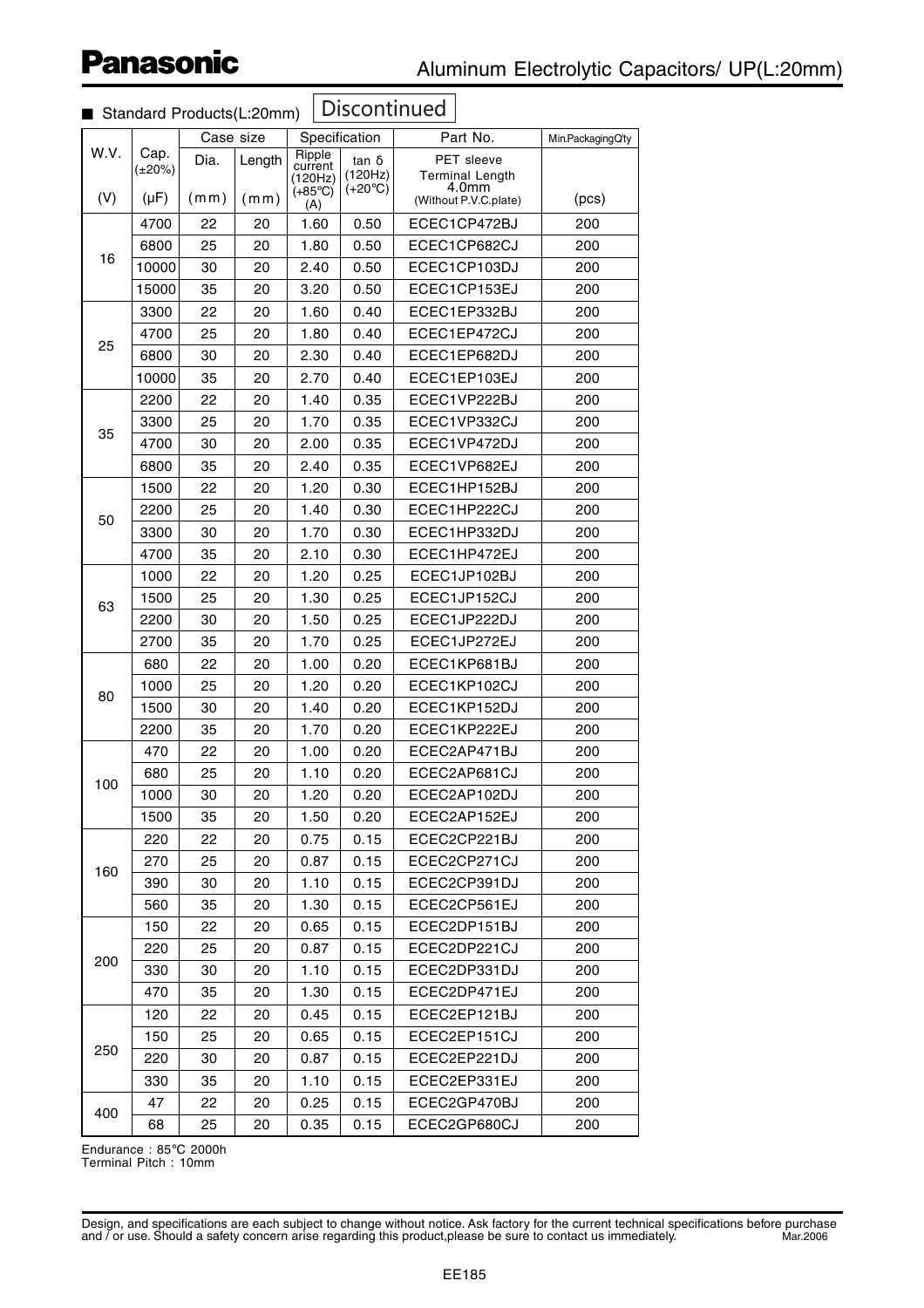# Aluminum Electrolytic Capacitors/ UP(L:20mm)

## ■ Standard Products(L:20mm) Discontinued

| W.V. (V) | Cap. (±20%) (μF) | Case size Dia. (mm) | Case size Length (mm) | Specification Ripple current (120Hz) (+85℃) (A) | Specification tan δ (120Hz) (+20℃) | Part No. PET sleeve Terminal Length 4.0mm (Without P.V.C.plate) | Min.PackagingQ'ty (pcs) |
|---|---|---|---|---|---|---|---|
| 16 | 4700 | 22 | 20 | 1.60 | 0.50 | ECEC1CP472BJ | 200 |
| | 6800 | 25 | 20 | 1.80 | 0.50 | ECEC1CP682CJ | 200 |
| | 10000 | 30 | 20 | 2.40 | 0.50 | ECEC1CP103DJ | 200 |
| | 15000 | 35 | 20 | 3.20 | 0.50 | ECEC1CP153EJ | 200 |
| 25 | 3300 | 22 | 20 | 1.60 | 0.40 | ECEC1EP332BJ | 200 |
| | 4700 | 25 | 20 | 1.80 | 0.40 | ECEC1EP472CJ | 200 |
| | 6800 | 30 | 20 | 2.30 | 0.40 | ECEC1EP682DJ | 200 |
| | 10000 | 35 | 20 | 2.70 | 0.40 | ECEC1EP103EJ | 200 |
| 35 | 2200 | 22 | 20 | 1.40 | 0.35 | ECEC1VP222BJ | 200 |
| | 3300 | 25 | 20 | 1.70 | 0.35 | ECEC1VP332CJ | 200 |
| | 4700 | 30 | 20 | 2.00 | 0.35 | ECEC1VP472DJ | 200 |
| | 6800 | 35 | 20 | 2.40 | 0.35 | ECEC1VP682EJ | 200 |
| 50 | 1500 | 22 | 20 | 1.20 | 0.30 | ECEC1HP152BJ | 200 |
| | 2200 | 25 | 20 | 1.40 | 0.30 | ECEC1HP222CJ | 200 |
| | 3300 | 30 | 20 | 1.70 | 0.30 | ECEC1HP332DJ | 200 |
| | 4700 | 35 | 20 | 2.10 | 0.30 | ECEC1HP472EJ | 200 |
| 63 | 1000 | 22 | 20 | 1.20 | 0.25 | ECEC1JP102BJ | 200 |
| | 1500 | 25 | 20 | 1.30 | 0.25 | ECEC1JP152CJ | 200 |
| | 2200 | 30 | 20 | 1.50 | 0.25 | ECEC1JP222DJ | 200 |
| | 2700 | 35 | 20 | 1.70 | 0.25 | ECEC1JP272EJ | 200 |
| 80 | 680 | 22 | 20 | 1.00 | 0.20 | ECEC1KP681BJ | 200 |
| | 1000 | 25 | 20 | 1.20 | 0.20 | ECEC1KP102CJ | 200 |
| | 1500 | 30 | 20 | 1.40 | 0.20 | ECEC1KP152DJ | 200 |
| | 2200 | 35 | 20 | 1.70 | 0.20 | ECEC1KP222EJ | 200 |
| 100 | 470 | 22 | 20 | 1.00 | 0.20 | ECEC2AP471BJ | 200 |
| | 680 | 25 | 20 | 1.10 | 0.20 | ECEC2AP681CJ | 200 |
| | 1000 | 30 | 20 | 1.20 | 0.20 | ECEC2AP102DJ | 200 |
| | 1500 | 35 | 20 | 1.50 | 0.20 | ECEC2AP152EJ | 200 |
| 160 | 220 | 22 | 20 | 0.75 | 0.15 | ECEC2CP221BJ | 200 |
| | 270 | 25 | 20 | 0.87 | 0.15 | ECEC2CP271CJ | 200 |
| | 390 | 30 | 20 | 1.10 | 0.15 | ECEC2CP391DJ | 200 |
| | 560 | 35 | 20 | 1.30 | 0.15 | ECEC2CP561EJ | 200 |
| 200 | 150 | 22 | 20 | 0.65 | 0.15 | ECEC2DP151BJ | 200 |
| | 220 | 25 | 20 | 0.87 | 0.15 | ECEC2DP221CJ | 200 |
| | 330 | 30 | 20 | 1.10 | 0.15 | ECEC2DP331DJ | 200 |
| | 470 | 35 | 20 | 1.30 | 0.15 | ECEC2DP471EJ | 200 |
| 250 | 120 | 22 | 20 | 0.45 | 0.15 | ECEC2EP121BJ | 200 |
| | 150 | 25 | 20 | 0.65 | 0.15 | ECEC2EP151CJ | 200 |
| | 220 | 30 | 20 | 0.87 | 0.15 | ECEC2EP221DJ | 200 |
| | 330 | 35 | 20 | 1.10 | 0.15 | ECEC2EP331EJ | 200 |
| 400 | 47 | 22 | 20 | 0.25 | 0.15 | ECEC2GP470BJ | 200 |
| | 68 | 25 | 20 | 0.35 | 0.15 | ECEC2GP680CJ | 200 |

Endurance : 85℃ 2000h
Terminal Pitch : 10mm

Design, and specifications are each subject to change without notice. Ask factory for the current technical specifications before purchase and / or use. Should a safety concern arise regarding this product,please be sure to contact us immediately. Mar.2006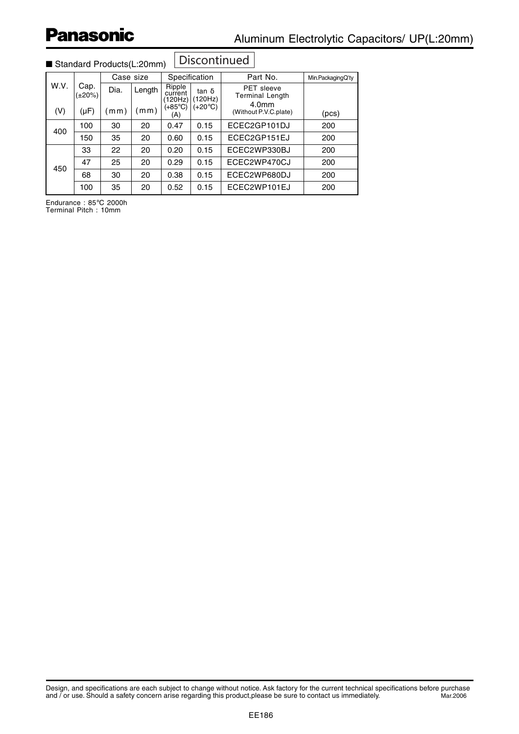■ Standard Products(L:20mm) Discontinued

| W.V. (V) | Cap. (±20%) (μF) | Case size Dia. (mm) | Length (mm) | Specification Ripple current (120Hz) (+85°C) (A) | tan δ (120Hz) (+20°C) | Part No. PET sleeve Terminal Length 4.0mm (Without P.V.C.plate) | Min.PackagingQ'ty (pcs) |
|---|---|---|---|---|---|---|---|
| 400 | 100 | 30 | 20 | 0.47 | 0.15 | ECEC2GP101DJ | 200 |
| | 150 | 35 | 20 | 0.60 | 0.15 | ECEC2GP151EJ | 200 |
| 450 | 33 | 22 | 20 | 0.20 | 0.15 | ECEC2WP330BJ | 200 |
| | 47 | 25 | 20 | 0.29 | 0.15 | ECEC2WP470CJ | 200 |
| | 68 | 30 | 20 | 0.38 | 0.15 | ECEC2WP680DJ | 200 |
| | 100 | 35 | 20 | 0.52 | 0.15 | ECEC2WP101EJ | 200 |

Endurance : 85°C 2000h
Terminal Pitch : 10mm

Design, and specifications are each subject to change without notice. Ask factory for the current technical specifications before purchase and / or use. Should a safety concern arise regarding this product,please be sure to contact us immediately. Mar.2006